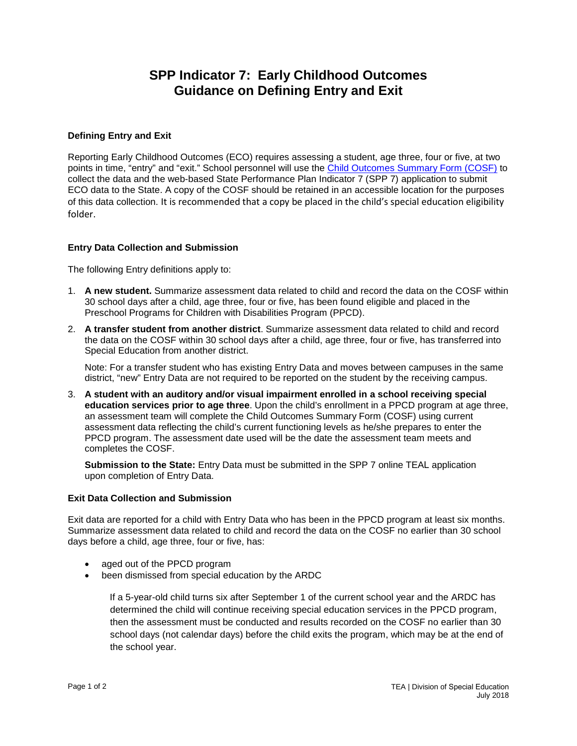# SPP Indicator 7: Early Childhood Outcomes
# Guidance on Defining Entry and Exit

### Defining Entry and Exit

Reporting Early Childhood Outcomes (ECO) requires assessing a student, age three, four or five, at two points in time, "entry" and "exit." School personnel will use the [Child Outcomes Summary Form (COSF)]() to collect the data and the web-based State Performance Plan Indicator 7 (SPP 7) application to submit ECO data to the State. A copy of the COSF should be retained in an accessible location for the purposes of this data collection. It is recommended that a copy be placed in the child's special education eligibility folder.

### Entry Data Collection and Submission

The following Entry definitions apply to:

1. **A new student.** Summarize assessment data related to child and record the data on the COSF within 30 school days after a child, age three, four or five, has been found eligible and placed in the Preschool Programs for Children with Disabilities Program (PPCD).
2. **A transfer student from another district**. Summarize assessment data related to child and record the data on the COSF within 30 school days after a child, age three, four or five, has transferred into Special Education from another district.

   Note: For a transfer student who has existing Entry Data and moves between campuses in the same district, "new" Entry Data are not required to be reported on the student by the receiving campus.
3. **A student with an auditory and/or visual impairment enrolled in a school receiving special education services prior to age three**. Upon the child's enrollment in a PPCD program at age three, an assessment team will complete the Child Outcomes Summary Form (COSF) using current assessment data reflecting the child's current functioning levels as he/she prepares to enter the PPCD program. The assessment date used will be the date the assessment team meets and completes the COSF.

   **Submission to the State:** Entry Data must be submitted in the SPP 7 online TEAL application upon completion of Entry Data.

### Exit Data Collection and Submission

Exit data are reported for a child with Entry Data who has been in the PPCD program at least six months. Summarize assessment data related to child and record the data on the COSF no earlier than 30 school days before a child, age three, four or five, has:

- aged out of the PPCD program
- been dismissed from special education by the ARDC

  If a 5-year-old child turns six after September 1 of the current school year and the ARDC has determined the child will continue receiving special education services in the PPCD program, then the assessment must be conducted and results recorded on the COSF no earlier than 30 school days (not calendar days) before the child exits the program, which may be at the end of the school year.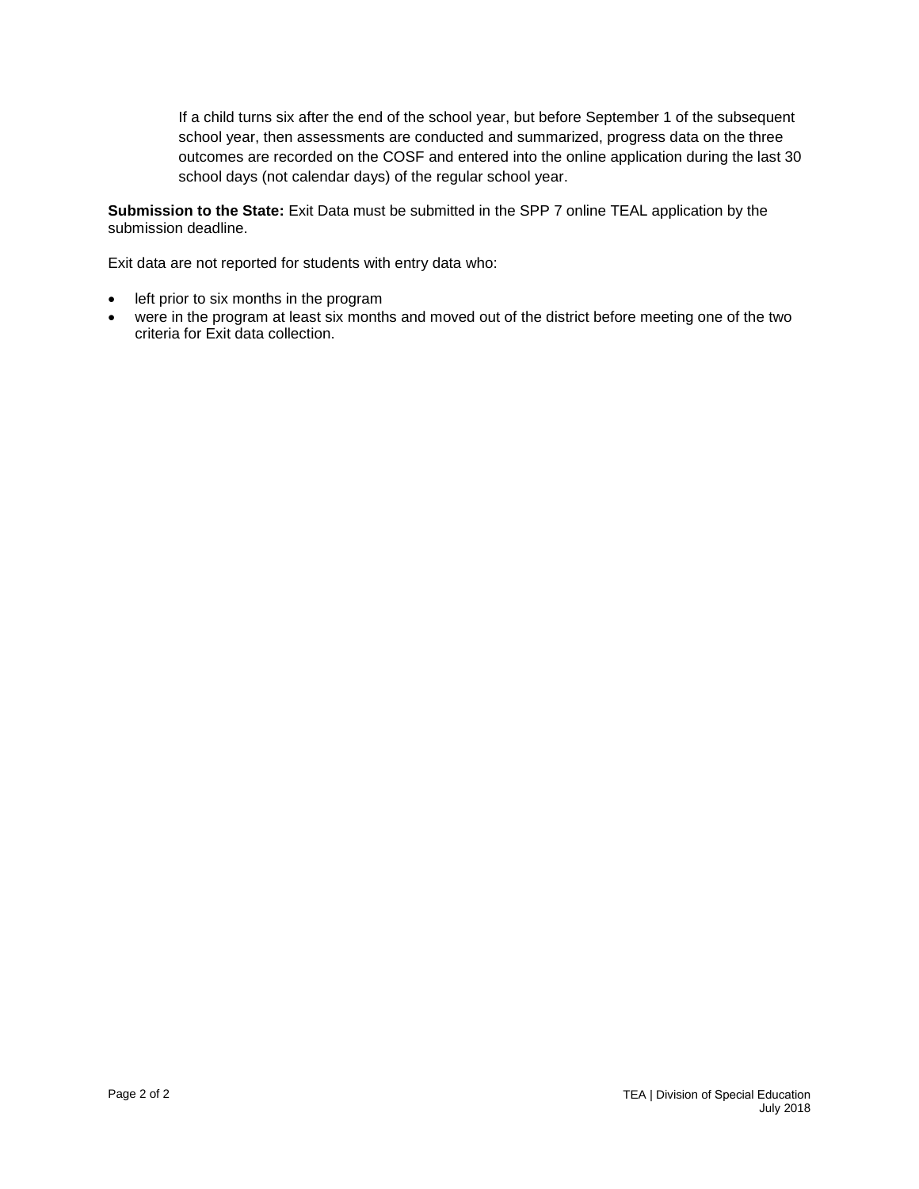If a child turns six after the end of the school year, but before September 1 of the subsequent school year, then assessments are conducted and summarized, progress data on the three outcomes are recorded on the COSF and entered into the online application during the last 30 school days (not calendar days) of the regular school year.

**Submission to the State:** Exit Data must be submitted in the SPP 7 online TEAL application by the submission deadline.

Exit data are not reported for students with entry data who:

- left prior to six months in the program
- were in the program at least six months and moved out of the district before meeting one of the two criteria for Exit data collection.